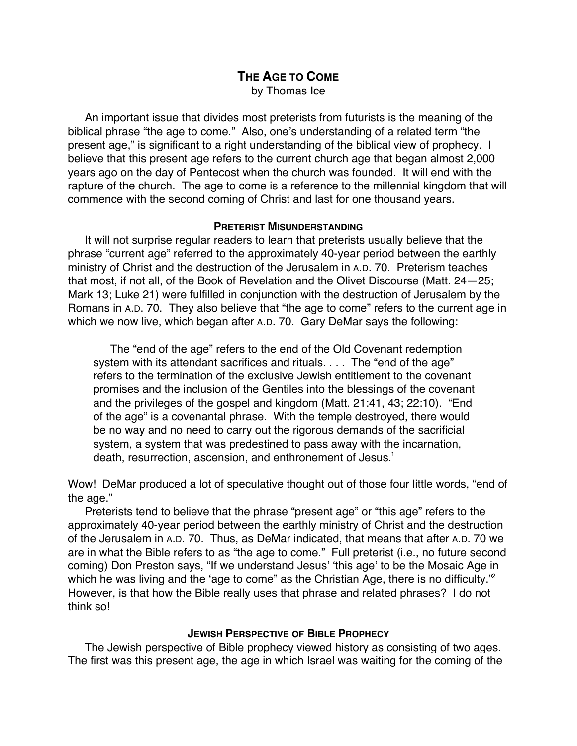# The Age to Come

by Thomas Ice

An important issue that divides most preterists from futurists is the meaning of the biblical phrase "the age to come." Also, one's understanding of a related term "the present age," is significant to a right understanding of the biblical view of prophecy. I believe that this present age refers to the current church age that began almost 2,000 years ago on the day of Pentecost when the church was founded. It will end with the rapture of the church. The age to come is a reference to the millennial kingdom that will commence with the second coming of Christ and last for one thousand years.

### Preterist Misunderstanding

It will not surprise regular readers to learn that preterists usually believe that the phrase "current age" referred to the approximately 40-year period between the earthly ministry of Christ and the destruction of the Jerusalem in A.D. 70. Preterism teaches that most, if not all, of the Book of Revelation and the Olivet Discourse (Matt. 24—25; Mark 13; Luke 21) were fulfilled in conjunction with the destruction of Jerusalem by the Romans in A.D. 70. They also believe that "the age to come" refers to the current age in which we now live, which began after A.D. 70. Gary DeMar says the following:

> The "end of the age" refers to the end of the Old Covenant redemption system with its attendant sacrifices and rituals. . . . The "end of the age" refers to the termination of the exclusive Jewish entitlement to the covenant promises and the inclusion of the Gentiles into the blessings of the covenant and the privileges of the gospel and kingdom (Matt. 21:41, 43; 22:10). "End of the age" is a covenantal phrase. With the temple destroyed, there would be no way and no need to carry out the rigorous demands of the sacrificial system, a system that was predestined to pass away with the incarnation, death, resurrection, ascension, and enthronement of Jesus.[1]

Wow! DeMar produced a lot of speculative thought out of those four little words, "end of the age."

Preterists tend to believe that the phrase "present age" or "this age" refers to the approximately 40-year period between the earthly ministry of Christ and the destruction of the Jerusalem in A.D. 70. Thus, as DeMar indicated, that means that after A.D. 70 we are in what the Bible refers to as "the age to come." Full preterist (i.e., no future second coming) Don Preston says, "If we understand Jesus' 'this age' to be the Mosaic Age in which he was living and the 'age to come" as the Christian Age, there is no difficulty."[2] However, is that how the Bible really uses that phrase and related phrases? I do not think so!

### Jewish Perspective of Bible Prophecy

The Jewish perspective of Bible prophecy viewed history as consisting of two ages. The first was this present age, the age in which Israel was waiting for the coming of the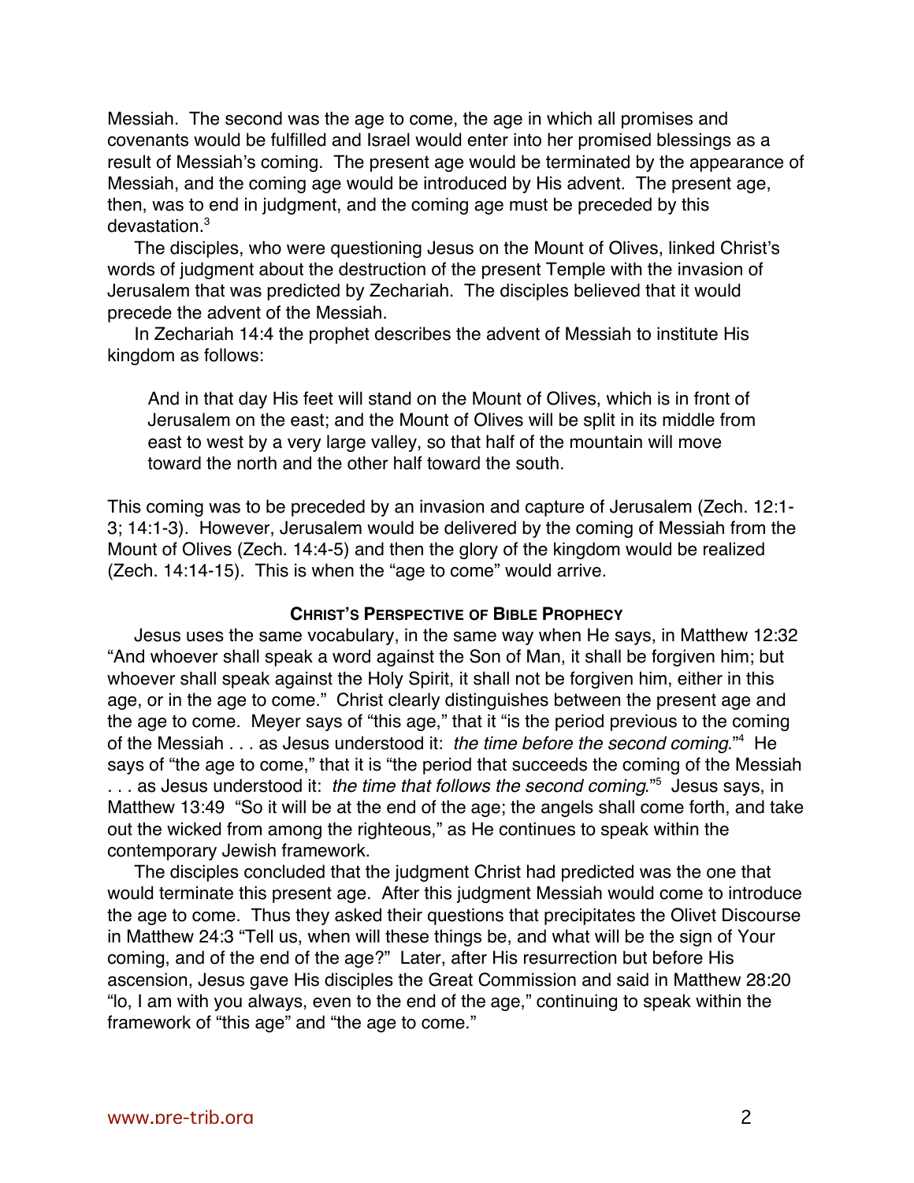Messiah. The second was the age to come, the age in which all promises and covenants would be fulfilled and Israel would enter into her promised blessings as a result of Messiah's coming. The present age would be terminated by the appearance of Messiah, and the coming age would be introduced by His advent. The present age, then, was to end in judgment, and the coming age must be preceded by this devastation.[3]

The disciples, who were questioning Jesus on the Mount of Olives, linked Christ's words of judgment about the destruction of the present Temple with the invasion of Jerusalem that was predicted by Zechariah. The disciples believed that it would precede the advent of the Messiah.

In Zechariah 14:4 the prophet describes the advent of Messiah to institute His kingdom as follows:

> And in that day His feet will stand on the Mount of Olives, which is in front of Jerusalem on the east; and the Mount of Olives will be split in its middle from east to west by a very large valley, so that half of the mountain will move toward the north and the other half toward the south.

This coming was to be preceded by an invasion and capture of Jerusalem (Zech. 12:1-3; 14:1-3). However, Jerusalem would be delivered by the coming of Messiah from the Mount of Olives (Zech. 14:4-5) and then the glory of the kingdom would be realized (Zech. 14:14-15). This is when the "age to come" would arrive.

### Christ's Perspective of Bible Prophecy

Jesus uses the same vocabulary, in the same way when He says, in Matthew 12:32 "And whoever shall speak a word against the Son of Man, it shall be forgiven him; but whoever shall speak against the Holy Spirit, it shall not be forgiven him, either in this age, or in the age to come." Christ clearly distinguishes between the present age and the age to come. Meyer says of "this age," that it "is the period previous to the coming of the Messiah . . . as Jesus understood it: *the time before the second coming*."[4] He says of "the age to come," that it is "the period that succeeds the coming of the Messiah . . . as Jesus understood it: *the time that follows the second coming*."[5] Jesus says, in Matthew 13:49 "So it will be at the end of the age; the angels shall come forth, and take out the wicked from among the righteous," as He continues to speak within the contemporary Jewish framework.

The disciples concluded that the judgment Christ had predicted was the one that would terminate this present age. After this judgment Messiah would come to introduce the age to come. Thus they asked their questions that precipitates the Olivet Discourse in Matthew 24:3 "Tell us, when will these things be, and what will be the sign of Your coming, and of the end of the age?" Later, after His resurrection but before His ascension, Jesus gave His disciples the Great Commission and said in Matthew 28:20 "lo, I am with you always, even to the end of the age," continuing to speak within the framework of "this age" and "the age to come."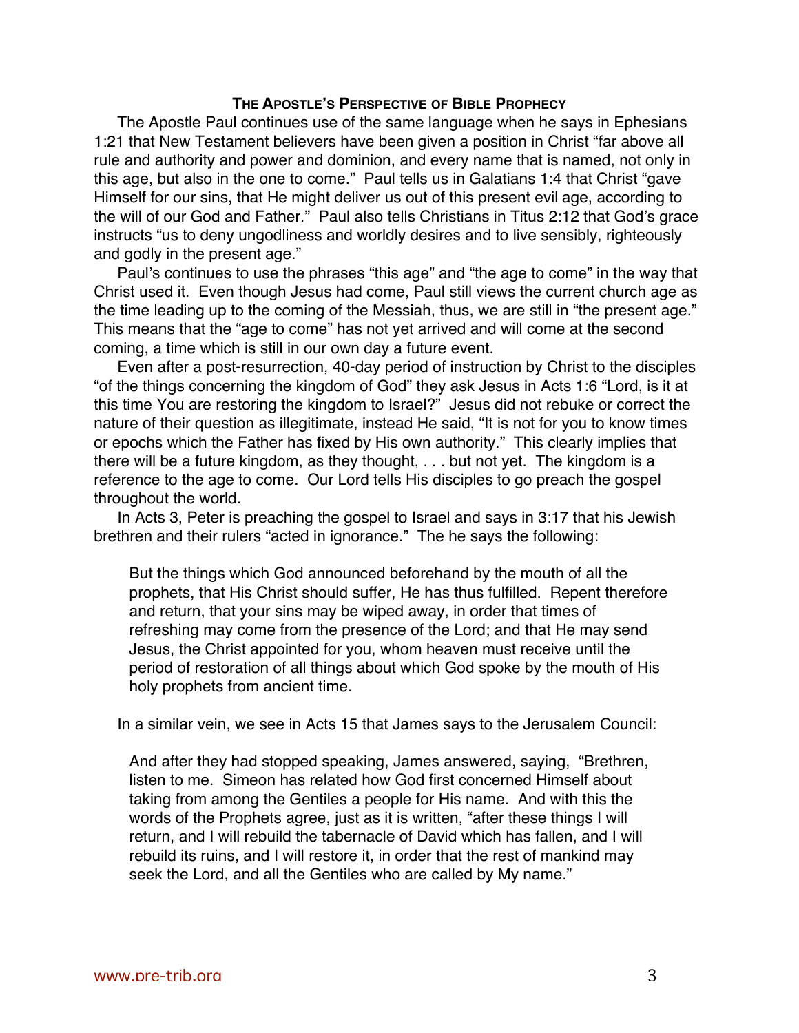### The Apostle's Perspective of Bible Prophecy

The Apostle Paul continues use of the same language when he says in Ephesians 1:21 that New Testament believers have been given a position in Christ "far above all rule and authority and power and dominion, and every name that is named, not only in this age, but also in the one to come." Paul tells us in Galatians 1:4 that Christ "gave Himself for our sins, that He might deliver us out of this present evil age, according to the will of our God and Father." Paul also tells Christians in Titus 2:12 that God's grace instructs "us to deny ungodliness and worldly desires and to live sensibly, righteously and godly in the present age."

Paul's continues to use the phrases "this age" and "the age to come" in the way that Christ used it. Even though Jesus had come, Paul still views the current church age as the time leading up to the coming of the Messiah, thus, we are still in "the present age." This means that the "age to come" has not yet arrived and will come at the second coming, a time which is still in our own day a future event.

Even after a post-resurrection, 40-day period of instruction by Christ to the disciples "of the things concerning the kingdom of God" they ask Jesus in Acts 1:6 "Lord, is it at this time You are restoring the kingdom to Israel?" Jesus did not rebuke or correct the nature of their question as illegitimate, instead He said, "It is not for you to know times or epochs which the Father has fixed by His own authority." This clearly implies that there will be a future kingdom, as they thought, . . . but not yet. The kingdom is a reference to the age to come. Our Lord tells His disciples to go preach the gospel throughout the world.

In Acts 3, Peter is preaching the gospel to Israel and says in 3:17 that his Jewish brethren and their rulers "acted in ignorance." The he says the following:

> But the things which God announced beforehand by the mouth of all the prophets, that His Christ should suffer, He has thus fulfilled. Repent therefore and return, that your sins may be wiped away, in order that times of refreshing may come from the presence of the Lord; and that He may send Jesus, the Christ appointed for you, whom heaven must receive until the period of restoration of all things about which God spoke by the mouth of His holy prophets from ancient time.

In a similar vein, we see in Acts 15 that James says to the Jerusalem Council:

> And after they had stopped speaking, James answered, saying, "Brethren, listen to me. Simeon has related how God first concerned Himself about taking from among the Gentiles a people for His name. And with this the words of the Prophets agree, just as it is written, "after these things I will return, and I will rebuild the tabernacle of David which has fallen, and I will rebuild its ruins, and I will restore it, in order that the rest of mankind may seek the Lord, and all the Gentiles who are called by My name."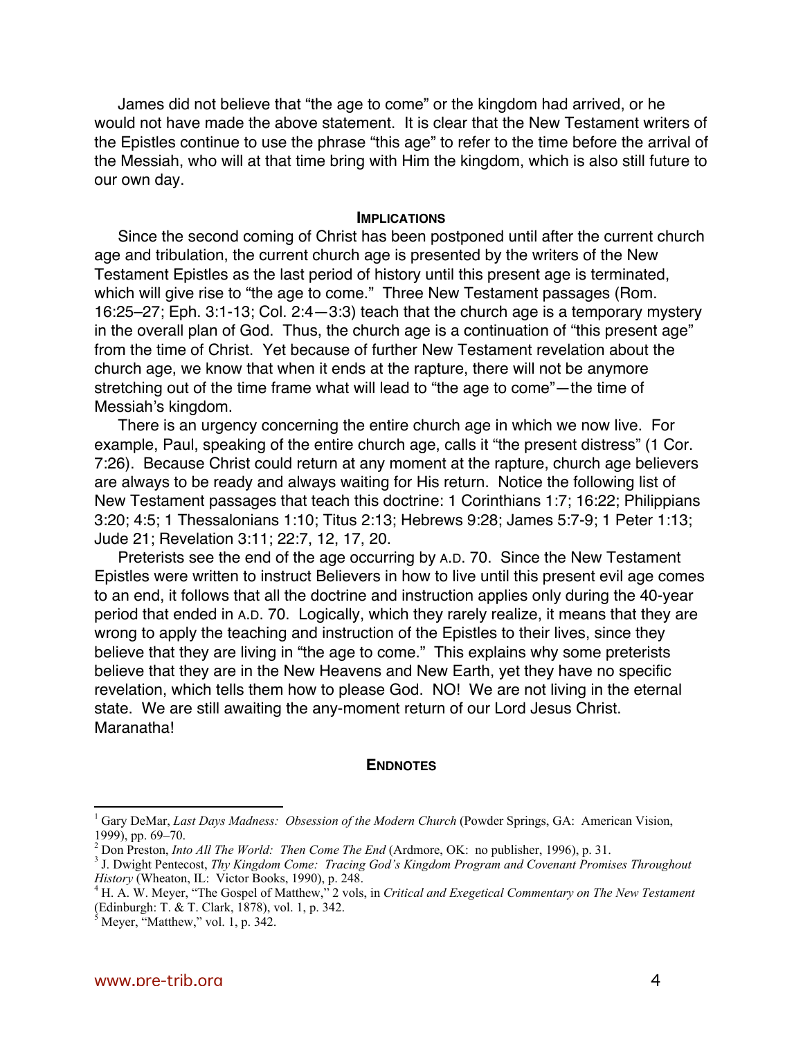James did not believe that "the age to come" or the kingdom had arrived, or he would not have made the above statement. It is clear that the New Testament writers of the Epistles continue to use the phrase "this age" to refer to the time before the arrival of the Messiah, who will at that time bring with Him the kingdom, which is also still future to our own day.

## IMPLICATIONS

Since the second coming of Christ has been postponed until after the current church age and tribulation, the current church age is presented by the writers of the New Testament Epistles as the last period of history until this present age is terminated, which will give rise to "the age to come." Three New Testament passages (Rom. 16:25–27; Eph. 3:1-13; Col. 2:4—3:3) teach that the church age is a temporary mystery in the overall plan of God. Thus, the church age is a continuation of "this present age" from the time of Christ. Yet because of further New Testament revelation about the church age, we know that when it ends at the rapture, there will not be anymore stretching out of the time frame what will lead to "the age to come"—the time of Messiah's kingdom.

There is an urgency concerning the entire church age in which we now live. For example, Paul, speaking of the entire church age, calls it "the present distress" (1 Cor. 7:26). Because Christ could return at any moment at the rapture, church age believers are always to be ready and always waiting for His return. Notice the following list of New Testament passages that teach this doctrine: 1 Corinthians 1:7; 16:22; Philippians 3:20; 4:5; 1 Thessalonians 1:10; Titus 2:13; Hebrews 9:28; James 5:7-9; 1 Peter 1:13; Jude 21; Revelation 3:11; 22:7, 12, 17, 20.

Preterists see the end of the age occurring by A.D. 70. Since the New Testament Epistles were written to instruct Believers in how to live until this present evil age comes to an end, it follows that all the doctrine and instruction applies only during the 40-year period that ended in A.D. 70. Logically, which they rarely realize, it means that they are wrong to apply the teaching and instruction of the Epistles to their lives, since they believe that they are living in "the age to come." This explains why some preterists believe that they are in the New Heavens and New Earth, yet they have no specific revelation, which tells them how to please God. NO! We are not living in the eternal state. We are still awaiting the any-moment return of our Lord Jesus Christ. Maranatha!

## ENDNOTES

[1] Gary DeMar, *Last Days Madness: Obsession of the Modern Church* (Powder Springs, GA: American Vision, 1999), pp. 69–70.

[2] Don Preston, *Into All The World: Then Come The End* (Ardmore, OK: no publisher, 1996), p. 31.

[3] J. Dwight Pentecost, *Thy Kingdom Come: Tracing God's Kingdom Program and Covenant Promises Throughout History* (Wheaton, IL: Victor Books, 1990), p. 248.

[4] H. A. W. Meyer, "The Gospel of Matthew," 2 vols, in *Critical and Exegetical Commentary on The New Testament* (Edinburgh: T. & T. Clark, 1878), vol. 1, p. 342.

[5] Meyer, "Matthew," vol. 1, p. 342.